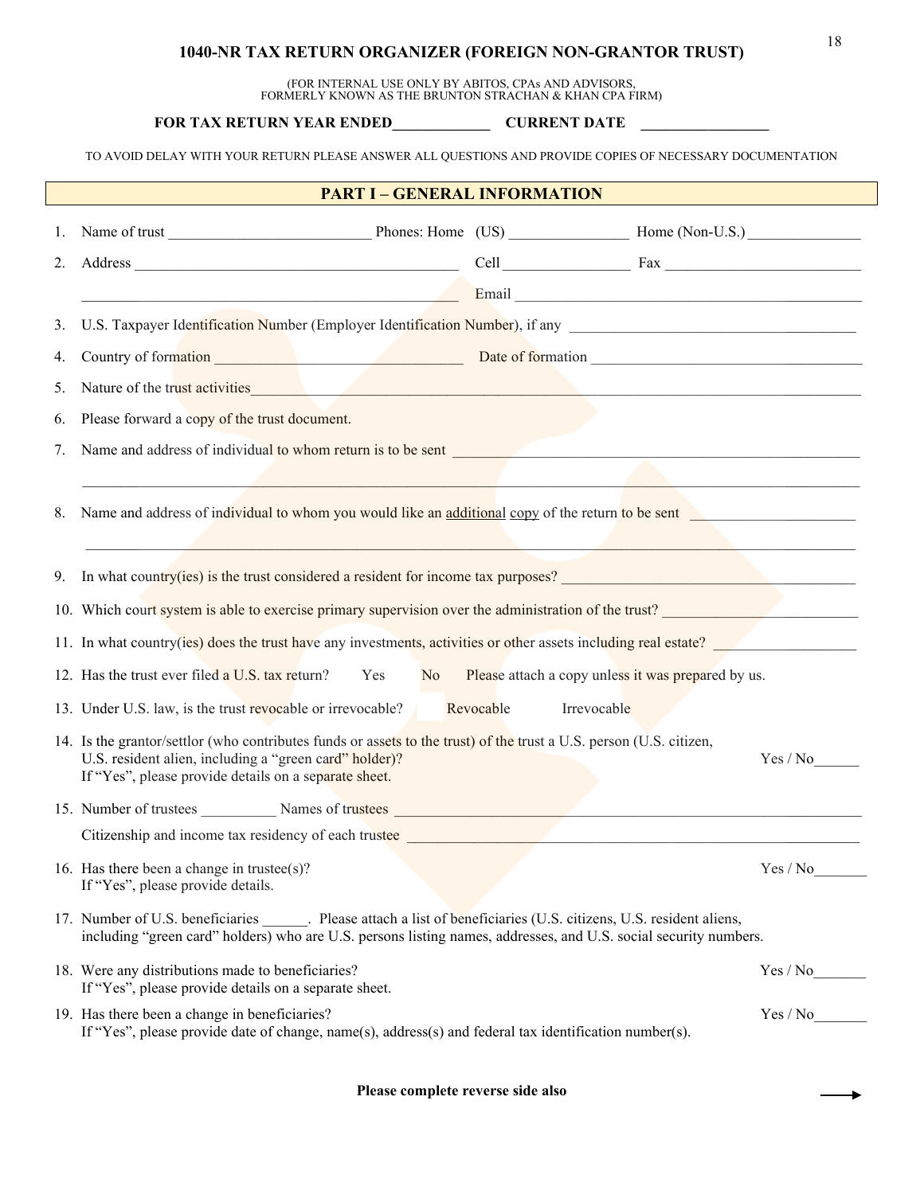# 1040-NR TAX RETURN ORGANIZER (FOREIGN NON-GRANTOR TRUST)

(FOR INTERNAL USE ONLY BY ABITOS, CPAs AND ADVISORS, FORMERLY KNOWN AS THE BRUNTON STRACHAN & KHAN CPA FIRM)

**FOR TAX RETURN YEAR ENDED_____________ CURRENT DATE _________________**

TO AVOID DELAY WITH YOUR RETURN PLEASE ANSWER ALL QUESTIONS AND PROVIDE COPIES OF NECESSARY DOCUMENTATION

## PART I – GENERAL INFORMATION

1. Name of trust ___________________________ Phones: Home (US) ________________ Home (Non-U.S.) _______________
2. Address ____________________________________________ Cell _________________ Fax __________________________
   ____________________________________________________ Email ________________________________________________
3. U.S. Taxpayer Identification Number (Employer Identification Number), if any ______________________________________
4. Country of formation _________________________________ Date of formation ____________________________________
5. Nature of the trust activities_________________________________________________________________________________
6. Please forward a copy of the trust document.
7. Name and address of individual to whom return is to be sent ________________________________________________________
   _________________________________________________________________________________________________________
8. Name and address of individual to whom you would like an additional copy of the return to be sent ______________________
   _________________________________________________________________________________________________________
9. In what country(ies) is the trust considered a resident for income tax purposes? ______________________________________
10. Which court system is able to exercise primary supervision over the administration of the trust? __________________________
11. In what country(ies) does the trust have any investments, activities or other assets including real estate? ___________________
12. Has the trust ever filed a U.S. tax return? Yes No Please attach a copy unless it was prepared by us.
13. Under U.S. law, is the trust revocable or irrevocable? Revocable Irrevocable
14. Is the grantor/settlor (who contributes funds or assets to the trust) of the trust a U.S. person (U.S. citizen, U.S. resident alien, including a "green card" holder)? Yes / No______
    If "Yes", please provide details on a separate sheet.
15. Number of trustees __________ Names of trustees ________________________________________________________________
    Citizenship and income tax residency of each trustee ________________________________________________________________
16. Has there been a change in trustee(s)? Yes / No_______
    If "Yes", please provide details.
17. Number of U.S. beneficiaries ______. Please attach a list of beneficiaries (U.S. citizens, U.S. resident aliens, including "green card" holders) who are U.S. persons listing names, addresses, and U.S. social security numbers.
18. Were any distributions made to beneficiaries? Yes / No_______
    If "Yes", please provide details on a separate sheet.
19. Has there been a change in beneficiaries? Yes / No_______
    If "Yes", please provide date of change, name(s), address(s) and federal tax identification number(s).

**Please complete reverse side also** →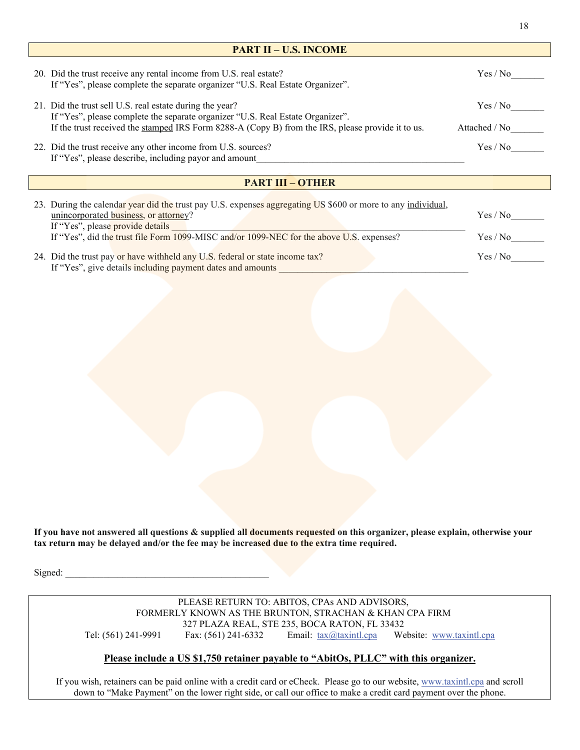## PART II – U.S. INCOME

20. Did the trust receive any rental income from U.S. real estate? Yes / No_______
    If "Yes", please complete the separate organizer "U.S. Real Estate Organizer".

21. Did the trust sell U.S. real estate during the year? Yes / No_______
    If "Yes", please complete the separate organizer "U.S. Real Estate Organizer".
    If the trust received the stamped IRS Form 8288-A (Copy B) from the IRS, please provide it to us. Attached / No_______

22. Did the trust receive any other income from U.S. sources? Yes / No_______
    If "Yes", please describe, including payor and amount_____________________________________________

## PART III – OTHER

23. During the calendar year did the trust pay U.S. expenses aggregating US $600 or more to any individual, unincorporated business, or attorney? Yes / No_______
    If "Yes", please provide details _____________________________________________________________
    If "Yes", did the trust file Form 1099-MISC and/or 1099-NEC for the above U.S. expenses? Yes / No_______

24. Did the trust pay or have withheld any U.S. federal or state income tax? Yes / No_______
    If "Yes", give details including payment dates and amounts _________________________________________

**If you have not answered all questions & supplied all documents requested on this organizer, please explain, otherwise your tax return may be delayed and/or the fee may be increased due to the extra time required.**

Signed: ___________________________________________

PLEASE RETURN TO: ABITOS, CPAs AND ADVISORS,
FORMERLY KNOWN AS THE BRUNTON, STRACHAN & KHAN CPA FIRM
327 PLAZA REAL, STE 235, BOCA RATON, FL 33432
Tel: (561) 241-9991 Fax: (561) 241-6332 Email: tax@taxintl.cpa Website: www.taxintl.cpa

**Please include a US $1,750 retainer payable to "AbitOs, PLLC" with this organizer.**

If you wish, retainers can be paid online with a credit card or eCheck. Please go to our website, www.taxintl.cpa and scroll down to "Make Payment" on the lower right side, or call our office to make a credit card payment over the phone.